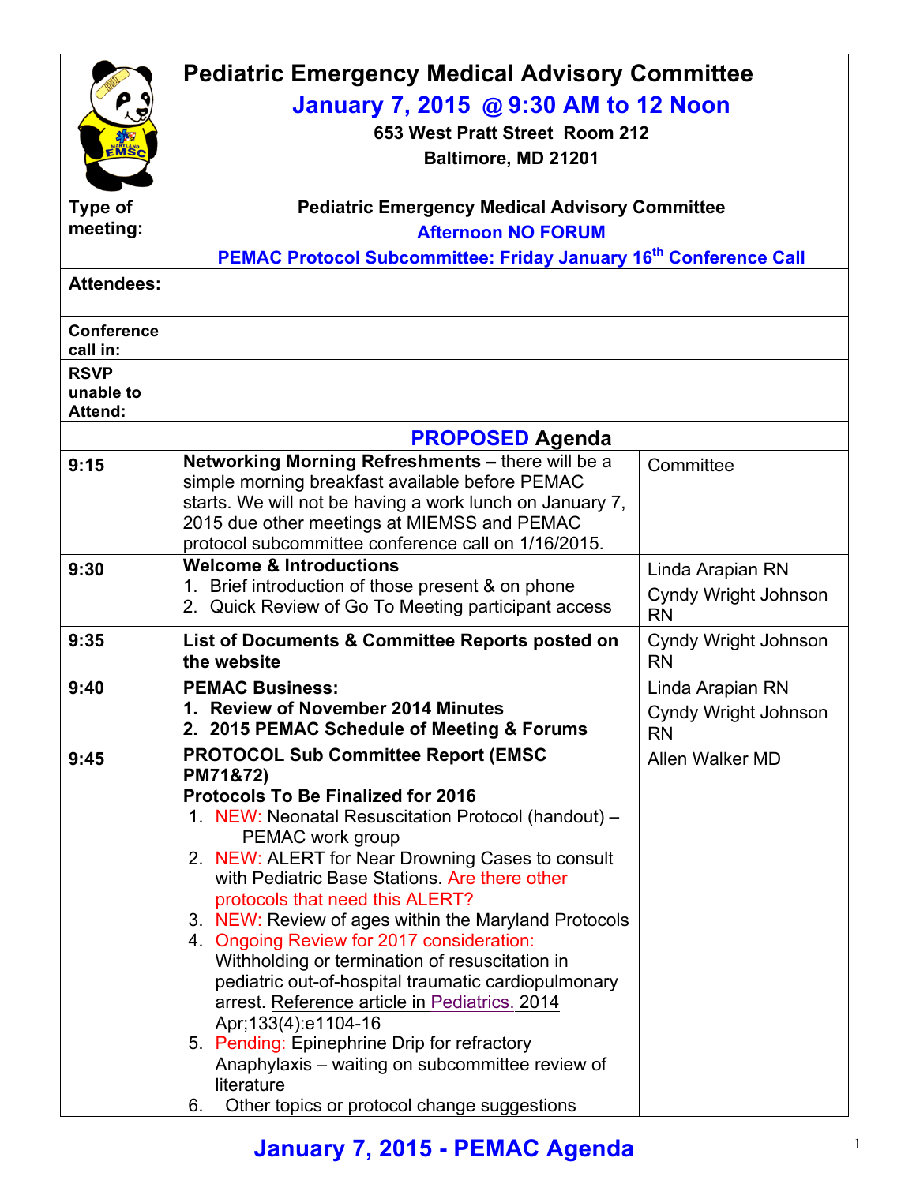# Pediatric Emergency Medical Advisory Committee

## January 7, 2015 @ 9:30 AM to 12 Noon

**653 West Pratt Street Room 212**

**Baltimore, MD 21201**

| | | |
|---|---|---|
| **Type of meeting:** | **Pediatric Emergency Medical Advisory Committee**<br>**Afternoon NO FORUM**<br>**PEMAC Protocol Subcommittee: Friday January 16th Conference Call** | |
| **Attendees:** | | |
| **Conference call in:** | | |
| **RSVP unable to Attend:** | | |
| | **PROPOSED Agenda** | |
| 9:15 | **Networking Morning Refreshments –** there will be a simple morning breakfast available before PEMAC starts. We will not be having a work lunch on January 7, 2015 due other meetings at MIEMSS and PEMAC protocol subcommittee conference call on 1/16/2015. | Committee |
| 9:30 | **Welcome & Introductions**<br>1. Brief introduction of those present & on phone<br>2. Quick Review of Go To Meeting participant access | Linda Arapian RN<br>Cyndy Wright Johnson RN |
| 9:35 | **List of Documents & Committee Reports posted on the website** | Cyndy Wright Johnson RN |
| 9:40 | **PEMAC Business:**<br>**1. Review of November 2014 Minutes**<br>**2. 2015 PEMAC Schedule of Meeting & Forums** | Linda Arapian RN<br>Cyndy Wright Johnson RN |
| 9:45 | **PROTOCOL Sub Committee Report (EMSC PM71&72)**<br>**Protocols To Be Finalized for 2016**<br>1. NEW: Neonatal Resuscitation Protocol (handout) – PEMAC work group<br>2. NEW: ALERT for Near Drowning Cases to consult with Pediatric Base Stations. Are there other protocols that need this ALERT?<br>3. NEW: Review of ages within the Maryland Protocols<br>4. Ongoing Review for 2017 consideration: Withholding or termination of resuscitation in pediatric out-of-hospital traumatic cardiopulmonary arrest. Reference article in Pediatrics. 2014 Apr;133(4):e1104-16<br>5. Pending: Epinephrine Drip for refractory Anaphylaxis – waiting on subcommittee review of literature<br>6. Other topics or protocol change suggestions | Allen Walker MD |

**January 7, 2015 - PEMAC Agenda**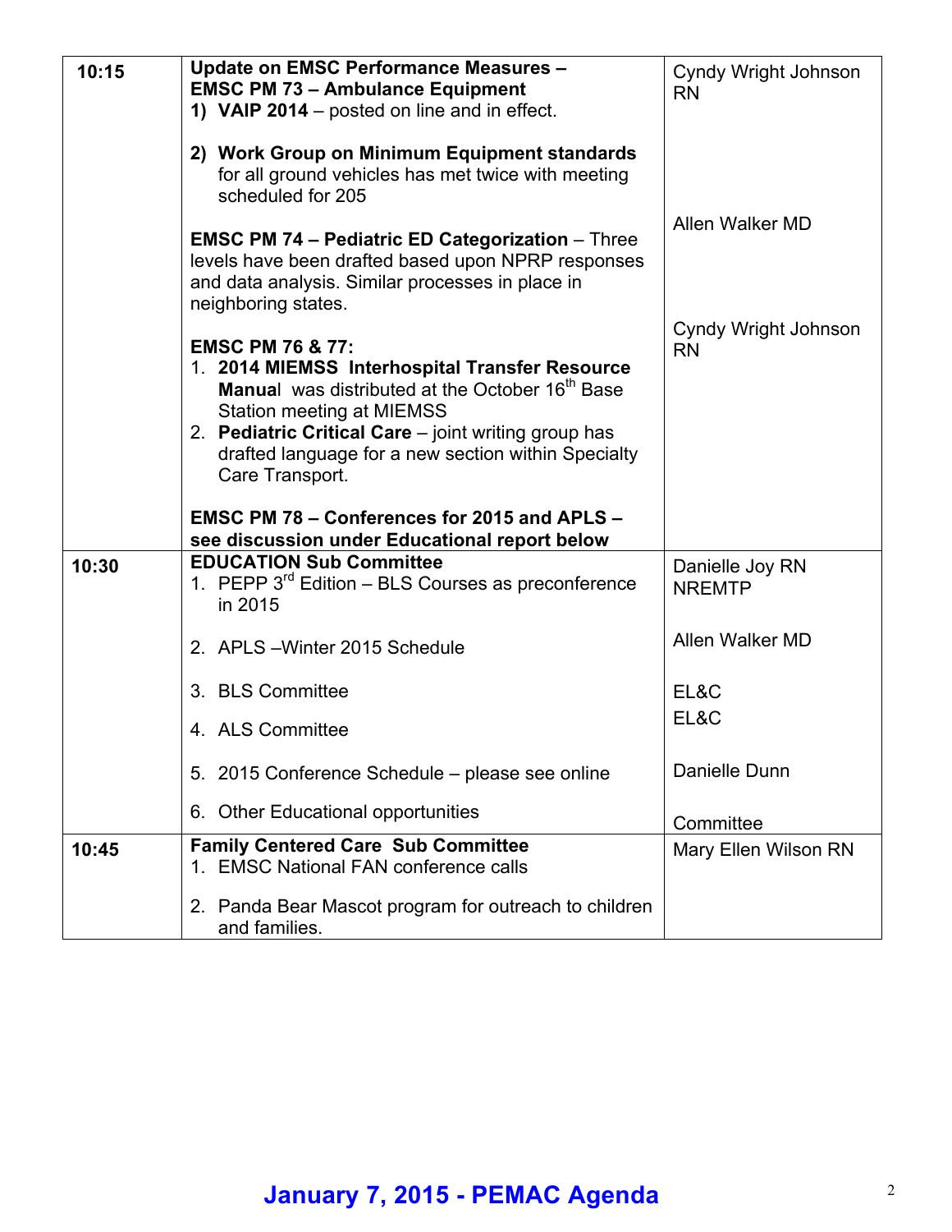| | | |
|---|---|---|
| **10:15** | **Update on EMSC Performance Measures – EMSC PM 73 – Ambulance Equipment**<br>**1) VAIP 2014** – posted on line and in effect.<br><br>**2) Work Group on Minimum Equipment standards** for all ground vehicles has met twice with meeting scheduled for 205<br><br>**EMSC PM 74 – Pediatric ED Categorization** – Three levels have been drafted based upon NPRP responses and data analysis. Similar processes in place in neighboring states.<br><br>**EMSC PM 76 & 77:**<br>1. **2014 MIEMSS Interhospital Transfer Resource Manual** was distributed at the October 16th Base Station meeting at MIEMSS<br>2. **Pediatric Critical Care** – joint writing group has drafted language for a new section within Specialty Care Transport.<br><br>**EMSC PM 78 – Conferences for 2015 and APLS – see discussion under Educational report below** | Cyndy Wright Johnson RN<br><br>Allen Walker MD<br><br>Cyndy Wright Johnson RN |
| **10:30** | **EDUCATION Sub Committee**<br>1. PEPP 3rd Edition – BLS Courses as preconference in 2015<br><br>2. APLS –Winter 2015 Schedule<br><br>3. BLS Committee<br><br>4. ALS Committee<br><br>5. 2015 Conference Schedule – please see online<br><br>6. Other Educational opportunities | Danielle Joy RN NREMTP<br><br>Allen Walker MD<br><br>EL&C<br>EL&C<br><br>Danielle Dunn<br><br>Committee |
| **10:45** | **Family Centered Care Sub Committee**<br>1. EMSC National FAN conference calls<br><br>2. Panda Bear Mascot program for outreach to children and families. | Mary Ellen Wilson RN |

**January 7, 2015 - PEMAC Agenda**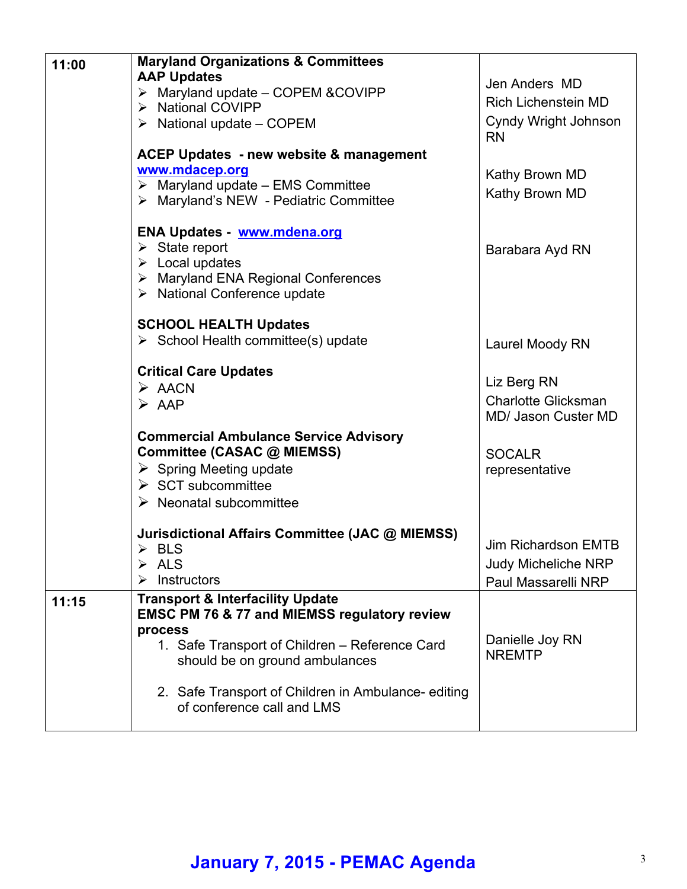| | | |
|---|---|---|
| **11:00** | **Maryland Organizations & Committees**<br>**AAP Updates**<br>➢ Maryland update – COPEM &COVIPP<br>➢ National COVIPP<br>➢ National update – COPEM<br><br>**ACEP Updates - new website & management**<br>**www.mdacep.org**<br>➢ Maryland update – EMS Committee<br>➢ Maryland's NEW - Pediatric Committee<br><br>**ENA Updates - www.mdena.org**<br>➢ State report<br>➢ Local updates<br>➢ Maryland ENA Regional Conferences<br>➢ National Conference update<br><br>**SCHOOL HEALTH Updates**<br>➢ School Health committee(s) update<br><br>**Critical Care Updates**<br>➢ AACN<br>➢ AAP<br><br>**Commercial Ambulance Service Advisory Committee (CASAC @ MIEMSS)**<br>➢ Spring Meeting update<br>➢ SCT subcommittee<br>➢ Neonatal subcommittee<br><br>**Jurisdictional Affairs Committee (JAC @ MIEMSS)**<br>➢ BLS<br>➢ ALS<br>➢ Instructors | Jen Anders MD<br>Rich Lichenstein MD<br>Cyndy Wright Johnson RN<br><br>Kathy Brown MD<br>Kathy Brown MD<br><br>Barabara Ayd RN<br><br>Laurel Moody RN<br><br>Liz Berg RN<br>Charlotte Glicksman MD/ Jason Custer MD<br><br>SOCALR representative<br><br>Jim Richardson EMTB<br>Judy Micheliche NRP<br>Paul Massarelli NRP |
| **11:15** | **Transport & Interfacility Update**<br>**EMSC PM 76 & 77 and MIEMSS regulatory review process**<br>1. Safe Transport of Children – Reference Card should be on ground ambulances<br><br>2. Safe Transport of Children in Ambulance- editing of conference call and LMS | Danielle Joy RN NREMTP |

**January 7, 2015 - PEMAC Agenda**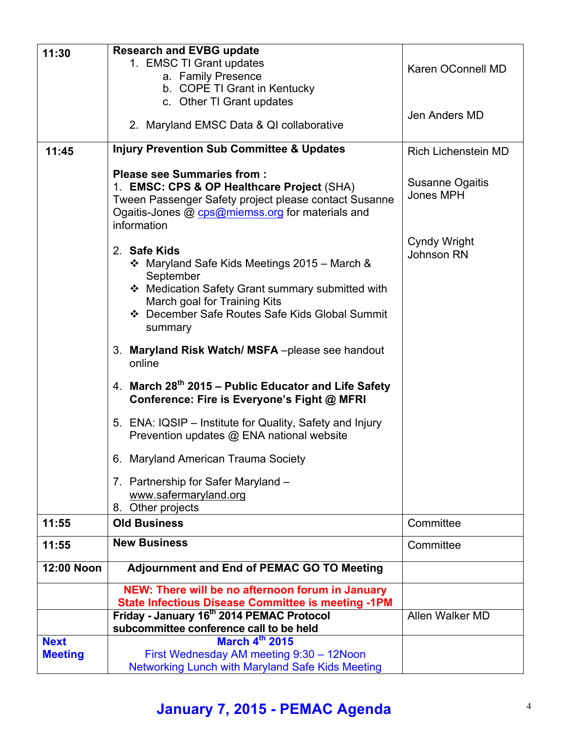| | | |
|---|---|---|
| **11:30** | **Research and EVBG update**<br>1. EMSC TI Grant updates<br>a. Family Presence<br>b. COPE TI Grant in Kentucky<br>c. Other TI Grant updates<br>2. Maryland EMSC Data & QI collaborative | Karen OConnell MD<br><br>Jen Anders MD |
| **11:45** | **Injury Prevention Sub Committee & Updates**<br><br>**Please see Summaries from :**<br>1. **EMSC: CPS & OP Healthcare Project** (SHA) Tween Passenger Safety project please contact Susanne Ogaitis-Jones @ cps@miemss.org for materials and information<br><br>2. **Safe Kids**<br>❖ Maryland Safe Kids Meetings 2015 – March & September<br>❖ Medication Safety Grant summary submitted with March goal for Training Kits<br>❖ December Safe Routes Safe Kids Global Summit summary<br><br>3. **Maryland Risk Watch/ MSFA** –please see handout online<br><br>4. **March 28th 2015 – Public Educator and Life Safety Conference: Fire is Everyone's Fight @ MFRI**<br><br>5. ENA: IQSIP – Institute for Quality, Safety and Injury Prevention updates @ ENA national website<br><br>6. Maryland American Trauma Society<br><br>7. Partnership for Safer Maryland – www.safermaryland.org<br>8. Other projects | Rich Lichenstein MD<br><br>Susanne Ogaitis Jones MPH<br><br>Cyndy Wright Johnson RN |
| **11:55** | **Old Business** | Committee |
| **11:55** | **New Business** | Committee |
| **12:00 Noon** | **Adjournment and End of PEMAC GO TO Meeting** | |
| | **NEW: There will be no afternoon forum in January State Infectious Disease Committee is meeting -1PM** | |
| | **Friday - January 16th 2014 PEMAC Protocol subcommittee conference call to be held** | Allen Walker MD |
| **Next Meeting** | **March 4th 2015**<br>First Wednesday AM meeting 9:30 – 12Noon<br>Networking Lunch with Maryland Safe Kids Meeting | |

**January 7, 2015 - PEMAC Agenda**